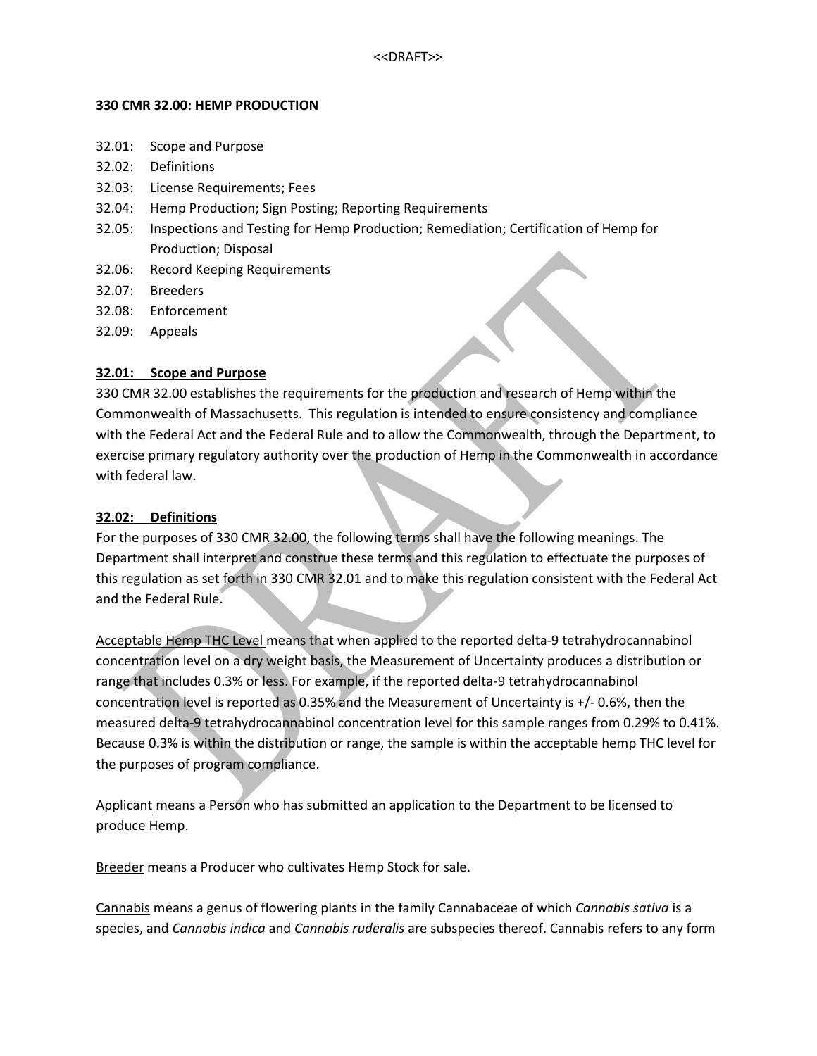<<DRAFT>>

**330 CMR 32.00: HEMP PRODUCTION**

32.01: Scope and Purpose
32.02: Definitions
32.03: License Requirements; Fees
32.04: Hemp Production; Sign Posting; Reporting Requirements
32.05: Inspections and Testing for Hemp Production; Remediation; Certification of Hemp for Production; Disposal
32.06: Record Keeping Requirements
32.07: Breeders
32.08: Enforcement
32.09: Appeals

**32.01: Scope and Purpose**

330 CMR 32.00 establishes the requirements for the production and research of Hemp within the Commonwealth of Massachusetts. This regulation is intended to ensure consistency and compliance with the Federal Act and the Federal Rule and to allow the Commonwealth, through the Department, to exercise primary regulatory authority over the production of Hemp in the Commonwealth in accordance with federal law.

**32.02: Definitions**

For the purposes of 330 CMR 32.00, the following terms shall have the following meanings. The Department shall interpret and construe these terms and this regulation to effectuate the purposes of this regulation as set forth in 330 CMR 32.01 and to make this regulation consistent with the Federal Act and the Federal Rule.

Acceptable Hemp THC Level means that when applied to the reported delta-9 tetrahydrocannabinol concentration level on a dry weight basis, the Measurement of Uncertainty produces a distribution or range that includes 0.3% or less. For example, if the reported delta-9 tetrahydrocannabinol concentration level is reported as 0.35% and the Measurement of Uncertainty is +/- 0.6%, then the measured delta-9 tetrahydrocannabinol concentration level for this sample ranges from 0.29% to 0.41%. Because 0.3% is within the distribution or range, the sample is within the acceptable hemp THC level for the purposes of program compliance.

Applicant means a Person who has submitted an application to the Department to be licensed to produce Hemp.

Breeder means a Producer who cultivates Hemp Stock for sale.

Cannabis means a genus of flowering plants in the family Cannabaceae of which *Cannabis sativa* is a species, and *Cannabis indica* and *Cannabis ruderalis* are subspecies thereof. Cannabis refers to any form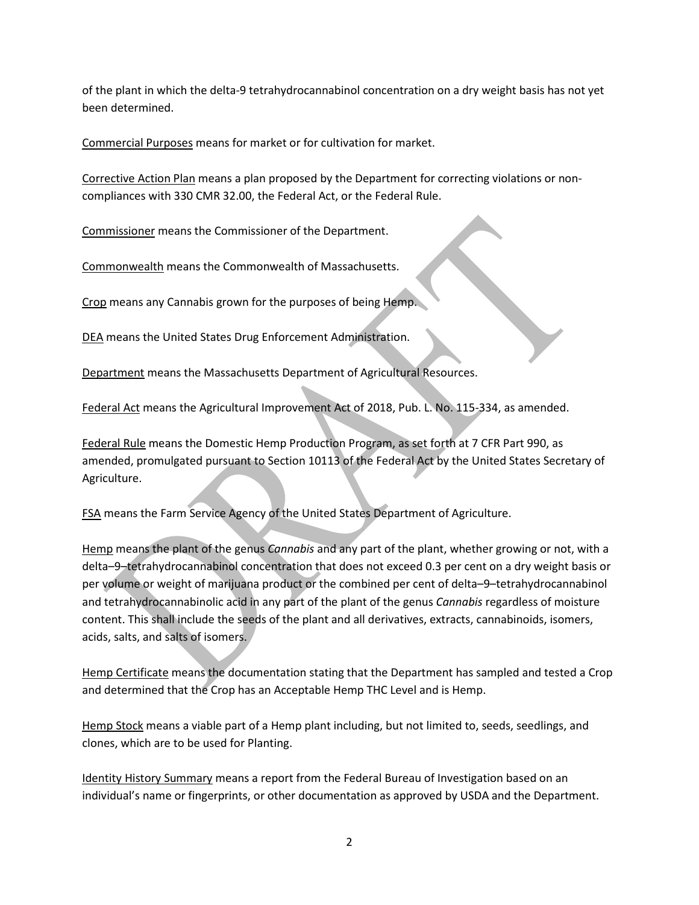of the plant in which the delta-9 tetrahydrocannabinol concentration on a dry weight basis has not yet been determined.

Commercial Purposes means for market or for cultivation for market.

Corrective Action Plan means a plan proposed by the Department for correcting violations or non-compliances with 330 CMR 32.00, the Federal Act, or the Federal Rule.

Commissioner means the Commissioner of the Department.

Commonwealth means the Commonwealth of Massachusetts.

Crop means any Cannabis grown for the purposes of being Hemp.

DEA means the United States Drug Enforcement Administration.

Department means the Massachusetts Department of Agricultural Resources.

Federal Act means the Agricultural Improvement Act of 2018, Pub. L. No. 115-334, as amended.

Federal Rule means the Domestic Hemp Production Program, as set forth at 7 CFR Part 990, as amended, promulgated pursuant to Section 10113 of the Federal Act by the United States Secretary of Agriculture.

FSA means the Farm Service Agency of the United States Department of Agriculture.

Hemp means the plant of the genus *Cannabis* and any part of the plant, whether growing or not, with a delta–9–tetrahydrocannabinol concentration that does not exceed 0.3 per cent on a dry weight basis or per volume or weight of marijuana product or the combined per cent of delta–9–tetrahydrocannabinol and tetrahydrocannabinolic acid in any part of the plant of the genus *Cannabis* regardless of moisture content. This shall include the seeds of the plant and all derivatives, extracts, cannabinoids, isomers, acids, salts, and salts of isomers.

Hemp Certificate means the documentation stating that the Department has sampled and tested a Crop and determined that the Crop has an Acceptable Hemp THC Level and is Hemp.

Hemp Stock means a viable part of a Hemp plant including, but not limited to, seeds, seedlings, and clones, which are to be used for Planting.

Identity History Summary means a report from the Federal Bureau of Investigation based on an individual's name or fingerprints, or other documentation as approved by USDA and the Department.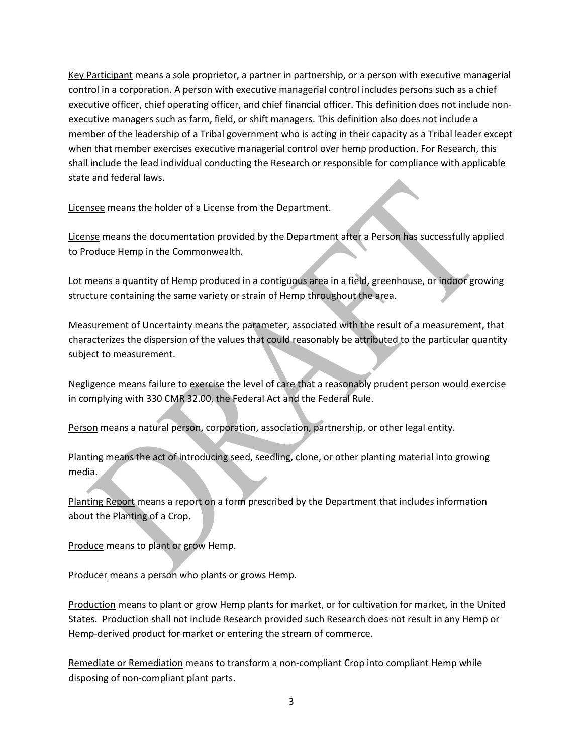Key Participant means a sole proprietor, a partner in partnership, or a person with executive managerial control in a corporation. A person with executive managerial control includes persons such as a chief executive officer, chief operating officer, and chief financial officer. This definition does not include non-executive managers such as farm, field, or shift managers. This definition also does not include a member of the leadership of a Tribal government who is acting in their capacity as a Tribal leader except when that member exercises executive managerial control over hemp production. For Research, this shall include the lead individual conducting the Research or responsible for compliance with applicable state and federal laws.

Licensee means the holder of a License from the Department.

License means the documentation provided by the Department after a Person has successfully applied to Produce Hemp in the Commonwealth.

Lot means a quantity of Hemp produced in a contiguous area in a field, greenhouse, or indoor growing structure containing the same variety or strain of Hemp throughout the area.

Measurement of Uncertainty means the parameter, associated with the result of a measurement, that characterizes the dispersion of the values that could reasonably be attributed to the particular quantity subject to measurement.

Negligence means failure to exercise the level of care that a reasonably prudent person would exercise in complying with 330 CMR 32.00, the Federal Act and the Federal Rule.

Person means a natural person, corporation, association, partnership, or other legal entity.

Planting means the act of introducing seed, seedling, clone, or other planting material into growing media.

Planting Report means a report on a form prescribed by the Department that includes information about the Planting of a Crop.

Produce means to plant or grow Hemp.

Producer means a person who plants or grows Hemp.

Production means to plant or grow Hemp plants for market, or for cultivation for market, in the United States. Production shall not include Research provided such Research does not result in any Hemp or Hemp-derived product for market or entering the stream of commerce.

Remediate or Remediation means to transform a non-compliant Crop into compliant Hemp while disposing of non-compliant plant parts.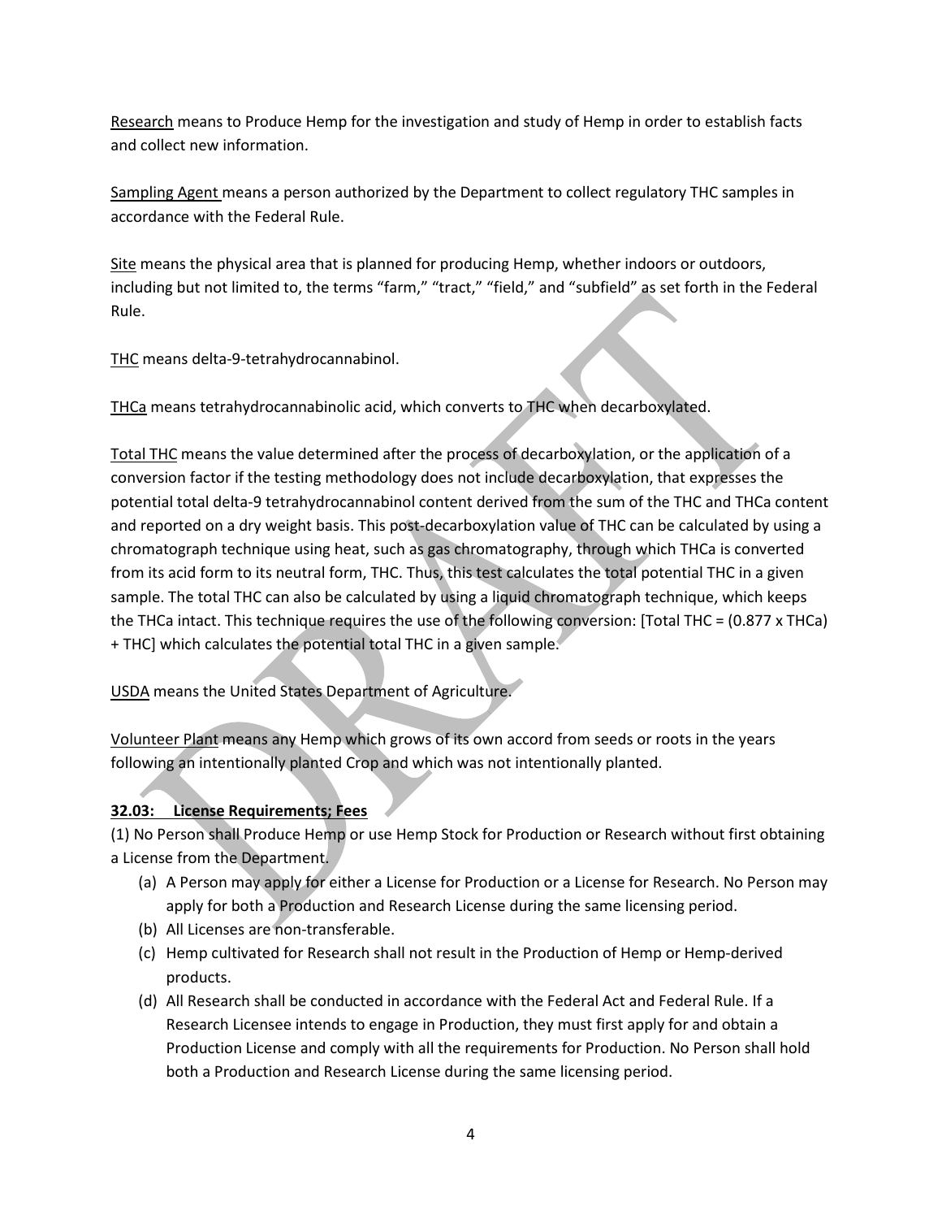Research means to Produce Hemp for the investigation and study of Hemp in order to establish facts and collect new information.

Sampling Agent means a person authorized by the Department to collect regulatory THC samples in accordance with the Federal Rule.

Site means the physical area that is planned for producing Hemp, whether indoors or outdoors, including but not limited to, the terms "farm," "tract," "field," and "subfield" as set forth in the Federal Rule.

THC means delta-9-tetrahydrocannabinol.

THCa means tetrahydrocannabinolic acid, which converts to THC when decarboxylated.

Total THC means the value determined after the process of decarboxylation, or the application of a conversion factor if the testing methodology does not include decarboxylation, that expresses the potential total delta-9 tetrahydrocannabinol content derived from the sum of the THC and THCa content and reported on a dry weight basis. This post-decarboxylation value of THC can be calculated by using a chromatograph technique using heat, such as gas chromatography, through which THCa is converted from its acid form to its neutral form, THC. Thus, this test calculates the total potential THC in a given sample. The total THC can also be calculated by using a liquid chromatograph technique, which keeps the THCa intact. This technique requires the use of the following conversion: [Total THC = (0.877 x THCa) + THC] which calculates the potential total THC in a given sample.

USDA means the United States Department of Agriculture.

Volunteer Plant means any Hemp which grows of its own accord from seeds or roots in the years following an intentionally planted Crop and which was not intentionally planted.

**32.03: License Requirements; Fees**

(1) No Person shall Produce Hemp or use Hemp Stock for Production or Research without first obtaining a License from the Department.

- (a) A Person may apply for either a License for Production or a License for Research. No Person may apply for both a Production and Research License during the same licensing period.
- (b) All Licenses are non-transferable.
- (c) Hemp cultivated for Research shall not result in the Production of Hemp or Hemp-derived products.
- (d) All Research shall be conducted in accordance with the Federal Act and Federal Rule. If a Research Licensee intends to engage in Production, they must first apply for and obtain a Production License and comply with all the requirements for Production. No Person shall hold both a Production and Research License during the same licensing period.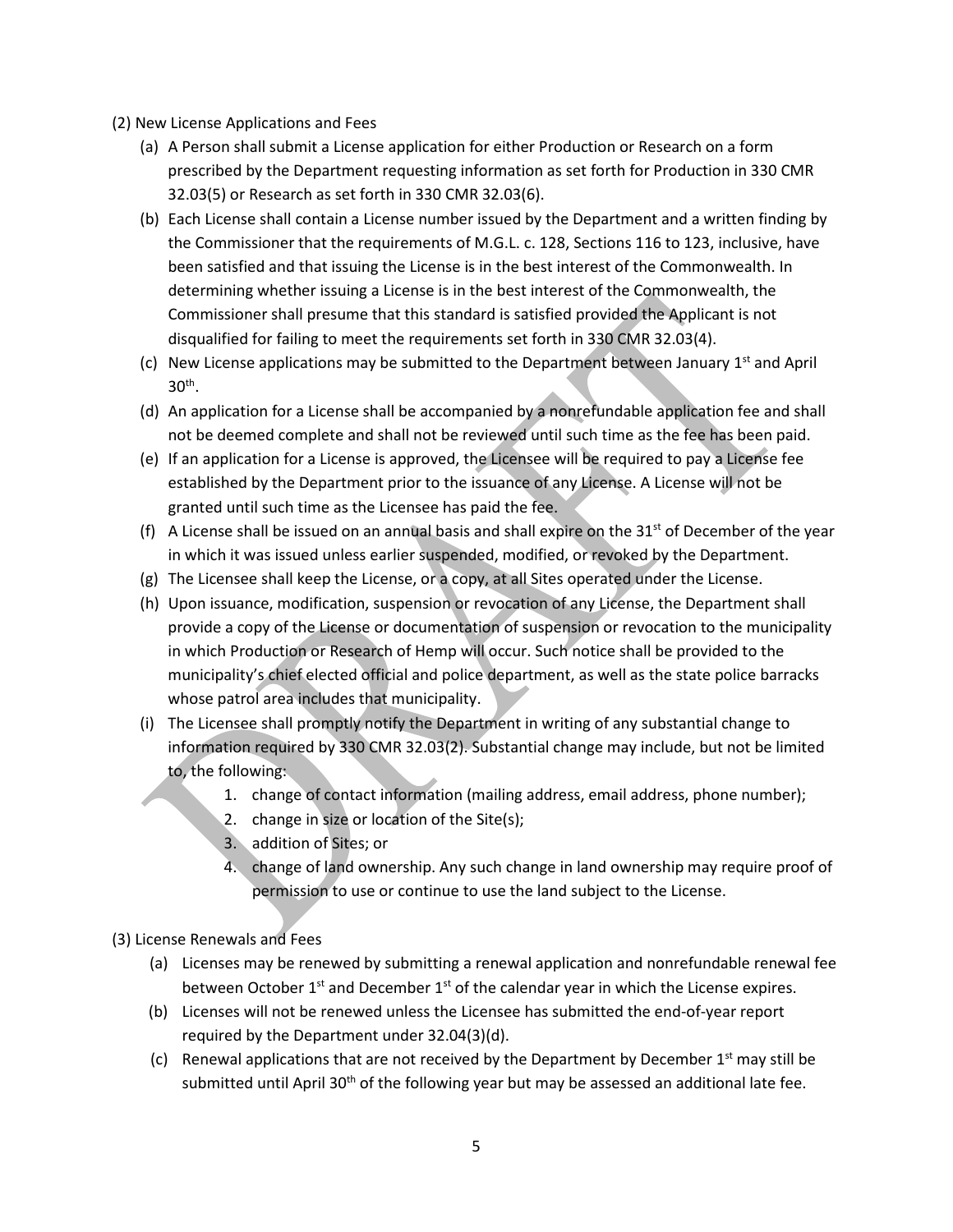(2) New License Applications and Fees

(a) A Person shall submit a License application for either Production or Research on a form prescribed by the Department requesting information as set forth for Production in 330 CMR 32.03(5) or Research as set forth in 330 CMR 32.03(6).

(b) Each License shall contain a License number issued by the Department and a written finding by the Commissioner that the requirements of M.G.L. c. 128, Sections 116 to 123, inclusive, have been satisfied and that issuing the License is in the best interest of the Commonwealth. In determining whether issuing a License is in the best interest of the Commonwealth, the Commissioner shall presume that this standard is satisfied provided the Applicant is not disqualified for failing to meet the requirements set forth in 330 CMR 32.03(4).

(c) New License applications may be submitted to the Department between January 1st and April 30th.

(d) An application for a License shall be accompanied by a nonrefundable application fee and shall not be deemed complete and shall not be reviewed until such time as the fee has been paid.

(e) If an application for a License is approved, the Licensee will be required to pay a License fee established by the Department prior to the issuance of any License. A License will not be granted until such time as the Licensee has paid the fee.

(f) A License shall be issued on an annual basis and shall expire on the 31st of December of the year in which it was issued unless earlier suspended, modified, or revoked by the Department.

(g) The Licensee shall keep the License, or a copy, at all Sites operated under the License.

(h) Upon issuance, modification, suspension or revocation of any License, the Department shall provide a copy of the License or documentation of suspension or revocation to the municipality in which Production or Research of Hemp will occur. Such notice shall be provided to the municipality's chief elected official and police department, as well as the state police barracks whose patrol area includes that municipality.

(i) The Licensee shall promptly notify the Department in writing of any substantial change to information required by 330 CMR 32.03(2). Substantial change may include, but not be limited to, the following:

1. change of contact information (mailing address, email address, phone number);
2. change in size or location of the Site(s);
3. addition of Sites; or
4. change of land ownership. Any such change in land ownership may require proof of permission to use or continue to use the land subject to the License.

(3) License Renewals and Fees

(a) Licenses may be renewed by submitting a renewal application and nonrefundable renewal fee between October 1st and December 1st of the calendar year in which the License expires.

(b) Licenses will not be renewed unless the Licensee has submitted the end-of-year report required by the Department under 32.04(3)(d).

(c) Renewal applications that are not received by the Department by December 1st may still be submitted until April 30th of the following year but may be assessed an additional late fee.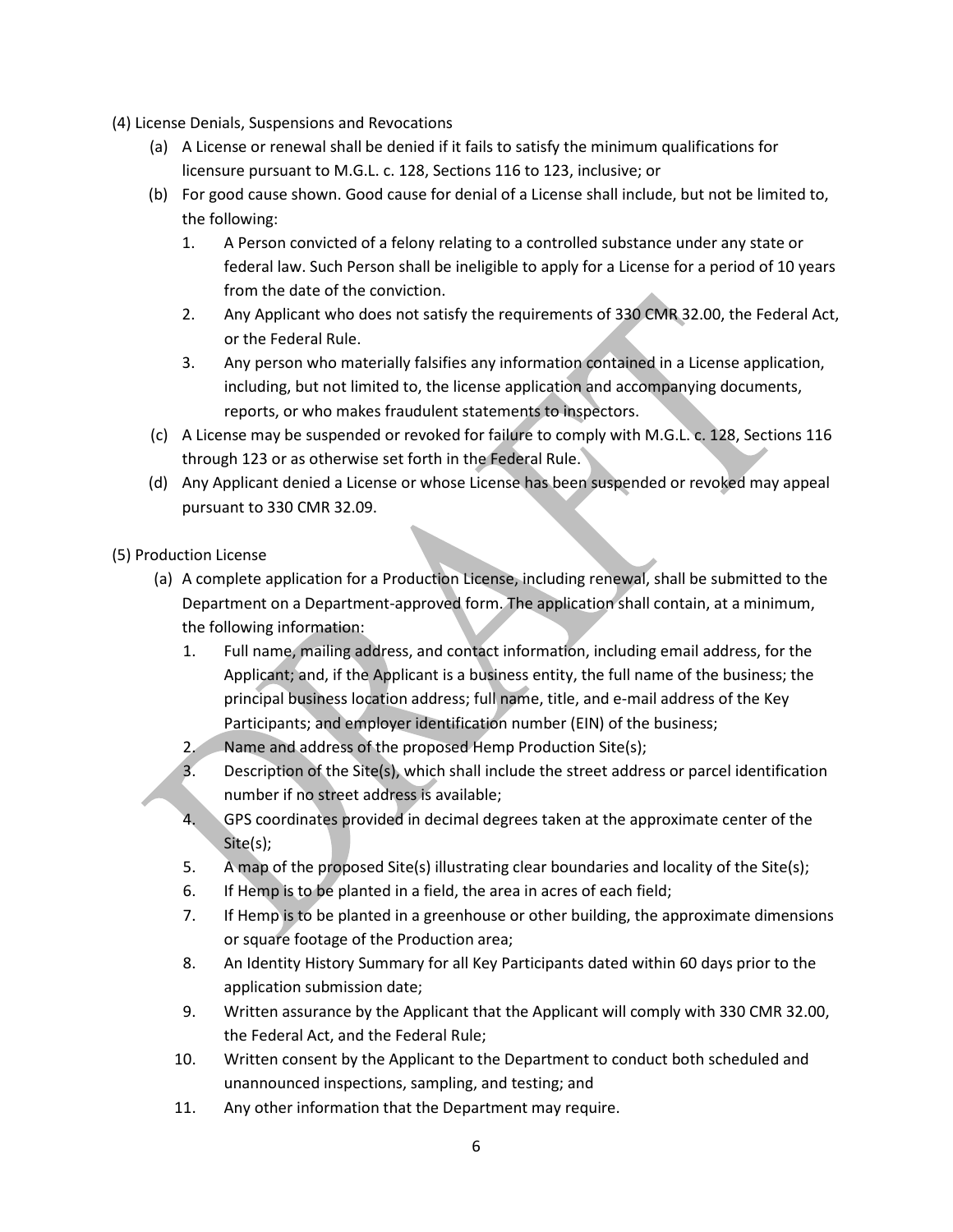(4) License Denials, Suspensions and Revocations

(a) A License or renewal shall be denied if it fails to satisfy the minimum qualifications for licensure pursuant to M.G.L. c. 128, Sections 116 to 123, inclusive; or

(b) For good cause shown. Good cause for denial of a License shall include, but not be limited to, the following:

1. A Person convicted of a felony relating to a controlled substance under any state or federal law. Such Person shall be ineligible to apply for a License for a period of 10 years from the date of the conviction.
2. Any Applicant who does not satisfy the requirements of 330 CMR 32.00, the Federal Act, or the Federal Rule.
3. Any person who materially falsifies any information contained in a License application, including, but not limited to, the license application and accompanying documents, reports, or who makes fraudulent statements to inspectors.

(c) A License may be suspended or revoked for failure to comply with M.G.L. c. 128, Sections 116 through 123 or as otherwise set forth in the Federal Rule.

(d) Any Applicant denied a License or whose License has been suspended or revoked may appeal pursuant to 330 CMR 32.09.

(5) Production License

(a) A complete application for a Production License, including renewal, shall be submitted to the Department on a Department-approved form. The application shall contain, at a minimum, the following information:

1. Full name, mailing address, and contact information, including email address, for the Applicant; and, if the Applicant is a business entity, the full name of the business; the principal business location address; full name, title, and e-mail address of the Key Participants; and employer identification number (EIN) of the business;
2. Name and address of the proposed Hemp Production Site(s);
3. Description of the Site(s), which shall include the street address or parcel identification number if no street address is available;
4. GPS coordinates provided in decimal degrees taken at the approximate center of the Site(s);
5. A map of the proposed Site(s) illustrating clear boundaries and locality of the Site(s);
6. If Hemp is to be planted in a field, the area in acres of each field;
7. If Hemp is to be planted in a greenhouse or other building, the approximate dimensions or square footage of the Production area;
8. An Identity History Summary for all Key Participants dated within 60 days prior to the application submission date;
9. Written assurance by the Applicant that the Applicant will comply with 330 CMR 32.00, the Federal Act, and the Federal Rule;
10. Written consent by the Applicant to the Department to conduct both scheduled and unannounced inspections, sampling, and testing; and
11. Any other information that the Department may require.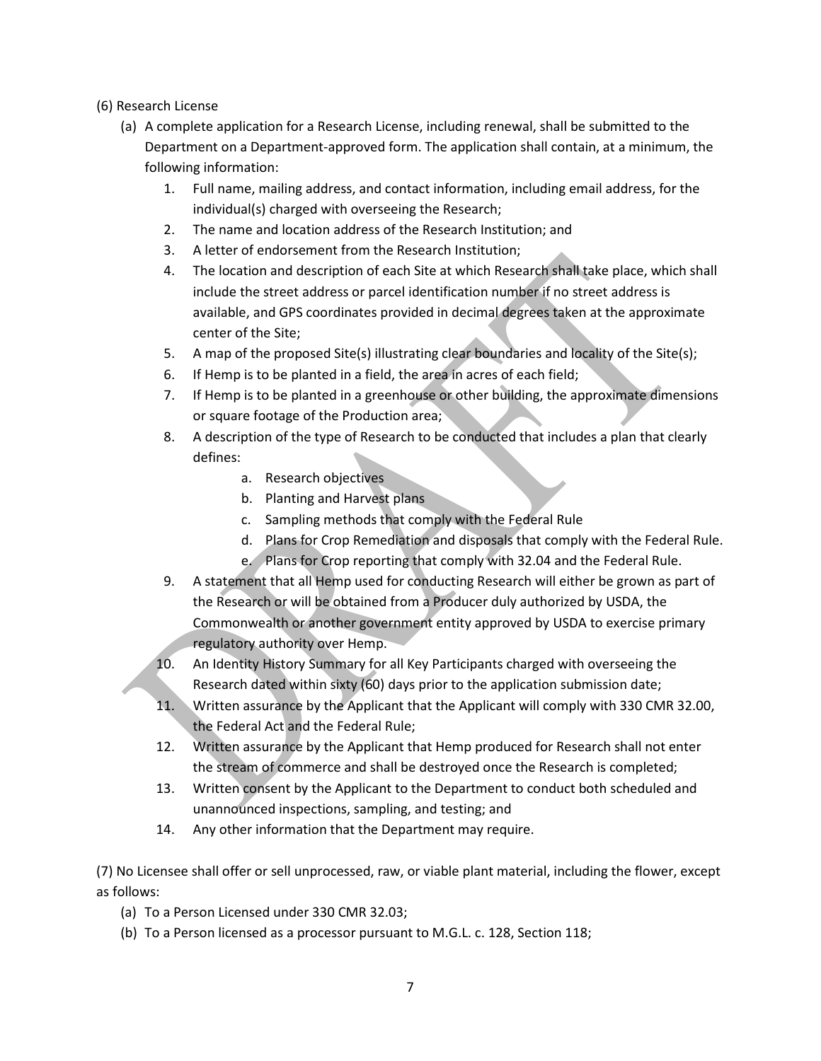(6) Research License

(a) A complete application for a Research License, including renewal, shall be submitted to the Department on a Department-approved form. The application shall contain, at a minimum, the following information:

1. Full name, mailing address, and contact information, including email address, for the individual(s) charged with overseeing the Research;
2. The name and location address of the Research Institution; and
3. A letter of endorsement from the Research Institution;
4. The location and description of each Site at which Research shall take place, which shall include the street address or parcel identification number if no street address is available, and GPS coordinates provided in decimal degrees taken at the approximate center of the Site;
5. A map of the proposed Site(s) illustrating clear boundaries and locality of the Site(s);
6. If Hemp is to be planted in a field, the area in acres of each field;
7. If Hemp is to be planted in a greenhouse or other building, the approximate dimensions or square footage of the Production area;
8. A description of the type of Research to be conducted that includes a plan that clearly defines:
   a. Research objectives
   b. Planting and Harvest plans
   c. Sampling methods that comply with the Federal Rule
   d. Plans for Crop Remediation and disposals that comply with the Federal Rule.
   e. Plans for Crop reporting that comply with 32.04 and the Federal Rule.
9. A statement that all Hemp used for conducting Research will either be grown as part of the Research or will be obtained from a Producer duly authorized by USDA, the Commonwealth or another government entity approved by USDA to exercise primary regulatory authority over Hemp.
10. An Identity History Summary for all Key Participants charged with overseeing the Research dated within sixty (60) days prior to the application submission date;
11. Written assurance by the Applicant that the Applicant will comply with 330 CMR 32.00, the Federal Act and the Federal Rule;
12. Written assurance by the Applicant that Hemp produced for Research shall not enter the stream of commerce and shall be destroyed once the Research is completed;
13. Written consent by the Applicant to the Department to conduct both scheduled and unannounced inspections, sampling, and testing; and
14. Any other information that the Department may require.

(7) No Licensee shall offer or sell unprocessed, raw, or viable plant material, including the flower, except as follows:

(a) To a Person Licensed under 330 CMR 32.03;

(b) To a Person licensed as a processor pursuant to M.G.L. c. 128, Section 118;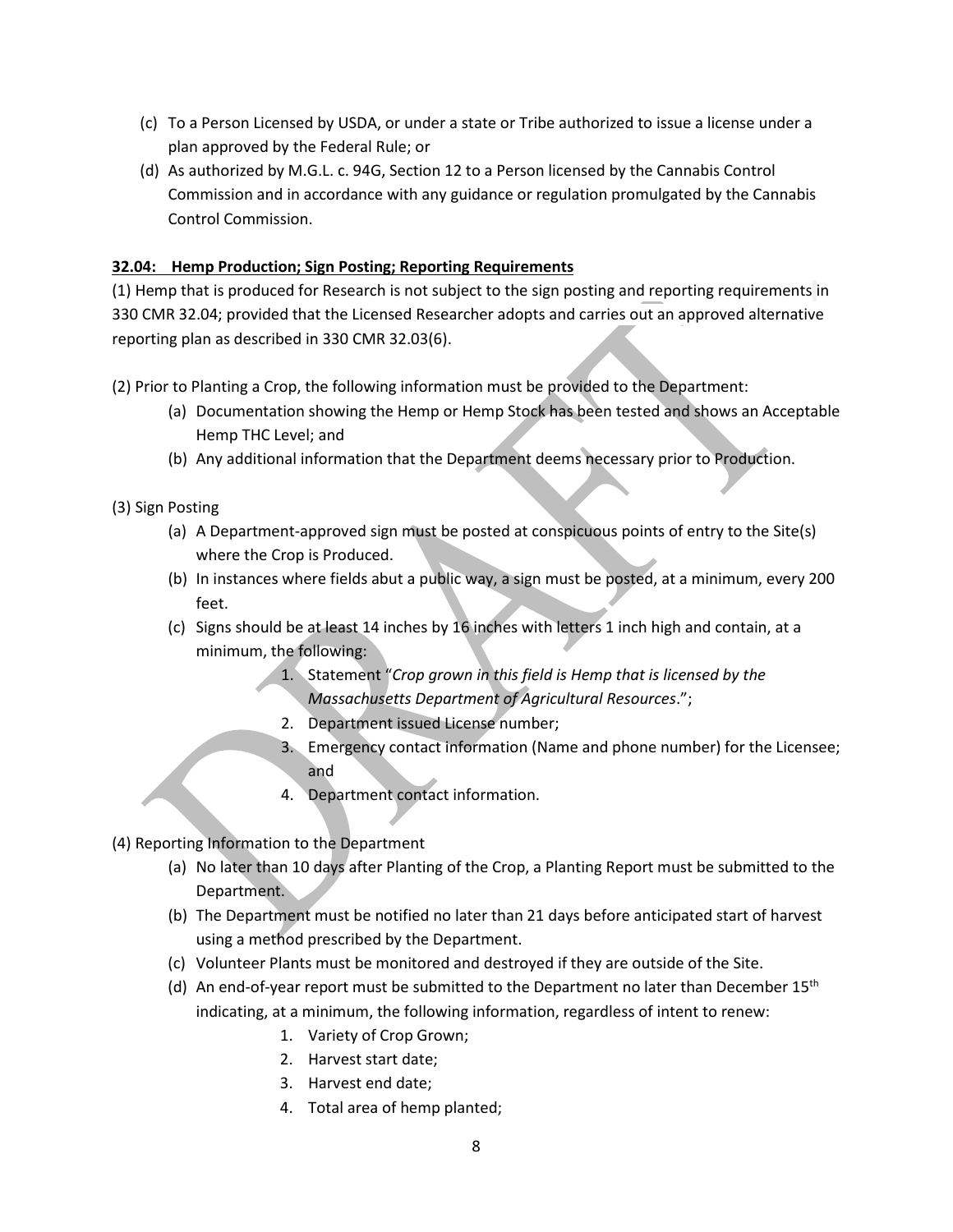(c) To a Person Licensed by USDA, or under a state or Tribe authorized to issue a license under a plan approved by the Federal Rule; or

(d) As authorized by M.G.L. c. 94G, Section 12 to a Person licensed by the Cannabis Control Commission and in accordance with any guidance or regulation promulgated by the Cannabis Control Commission.

**32.04: Hemp Production; Sign Posting; Reporting Requirements**

(1) Hemp that is produced for Research is not subject to the sign posting and reporting requirements in 330 CMR 32.04; provided that the Licensed Researcher adopts and carries out an approved alternative reporting plan as described in 330 CMR 32.03(6).

(2) Prior to Planting a Crop, the following information must be provided to the Department:

(a) Documentation showing the Hemp or Hemp Stock has been tested and shows an Acceptable Hemp THC Level; and

(b) Any additional information that the Department deems necessary prior to Production.

(3) Sign Posting

(a) A Department-approved sign must be posted at conspicuous points of entry to the Site(s) where the Crop is Produced.

(b) In instances where fields abut a public way, a sign must be posted, at a minimum, every 200 feet.

(c) Signs should be at least 14 inches by 16 inches with letters 1 inch high and contain, at a minimum, the following:

1. Statement "*Crop grown in this field is Hemp that is licensed by the Massachusetts Department of Agricultural Resources*.";
2. Department issued License number;
3. Emergency contact information (Name and phone number) for the Licensee; and
4. Department contact information.

(4) Reporting Information to the Department

(a) No later than 10 days after Planting of the Crop, a Planting Report must be submitted to the Department.

(b) The Department must be notified no later than 21 days before anticipated start of harvest using a method prescribed by the Department.

(c) Volunteer Plants must be monitored and destroyed if they are outside of the Site.

(d) An end-of-year report must be submitted to the Department no later than December 15th indicating, at a minimum, the following information, regardless of intent to renew:

1. Variety of Crop Grown;
2. Harvest start date;
3. Harvest end date;
4. Total area of hemp planted;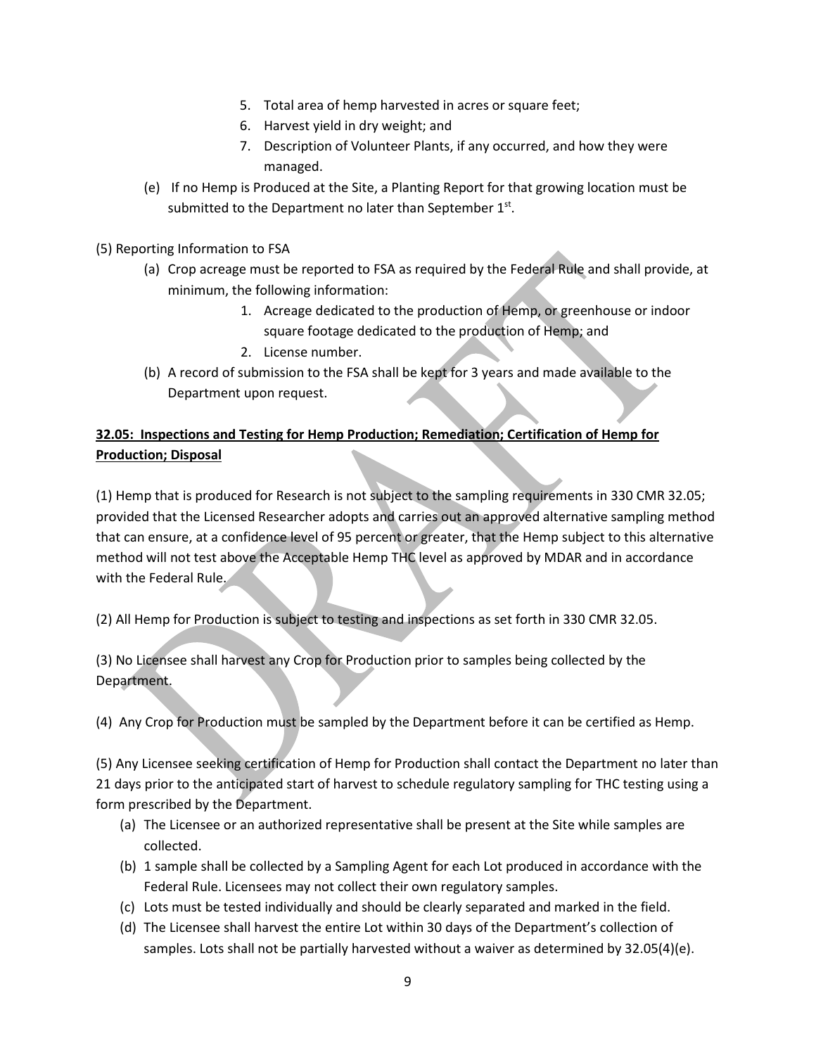5. Total area of hemp harvested in acres or square feet;
6. Harvest yield in dry weight; and
7. Description of Volunteer Plants, if any occurred, and how they were managed.

(e) If no Hemp is Produced at the Site, a Planting Report for that growing location must be submitted to the Department no later than September 1st.

(5) Reporting Information to FSA

(a) Crop acreage must be reported to FSA as required by the Federal Rule and shall provide, at minimum, the following information:

1. Acreage dedicated to the production of Hemp, or greenhouse or indoor square footage dedicated to the production of Hemp; and
2. License number.

(b) A record of submission to the FSA shall be kept for 3 years and made available to the Department upon request.

**32.05: Inspections and Testing for Hemp Production; Remediation; Certification of Hemp for Production; Disposal**

(1) Hemp that is produced for Research is not subject to the sampling requirements in 330 CMR 32.05; provided that the Licensed Researcher adopts and carries out an approved alternative sampling method that can ensure, at a confidence level of 95 percent or greater, that the Hemp subject to this alternative method will not test above the Acceptable Hemp THC level as approved by MDAR and in accordance with the Federal Rule.

(2) All Hemp for Production is subject to testing and inspections as set forth in 330 CMR 32.05.

(3) No Licensee shall harvest any Crop for Production prior to samples being collected by the Department.

(4) Any Crop for Production must be sampled by the Department before it can be certified as Hemp.

(5) Any Licensee seeking certification of Hemp for Production shall contact the Department no later than 21 days prior to the anticipated start of harvest to schedule regulatory sampling for THC testing using a form prescribed by the Department.

(a) The Licensee or an authorized representative shall be present at the Site while samples are collected.

(b) 1 sample shall be collected by a Sampling Agent for each Lot produced in accordance with the Federal Rule. Licensees may not collect their own regulatory samples.

(c) Lots must be tested individually and should be clearly separated and marked in the field.

(d) The Licensee shall harvest the entire Lot within 30 days of the Department's collection of samples. Lots shall not be partially harvested without a waiver as determined by 32.05(4)(e).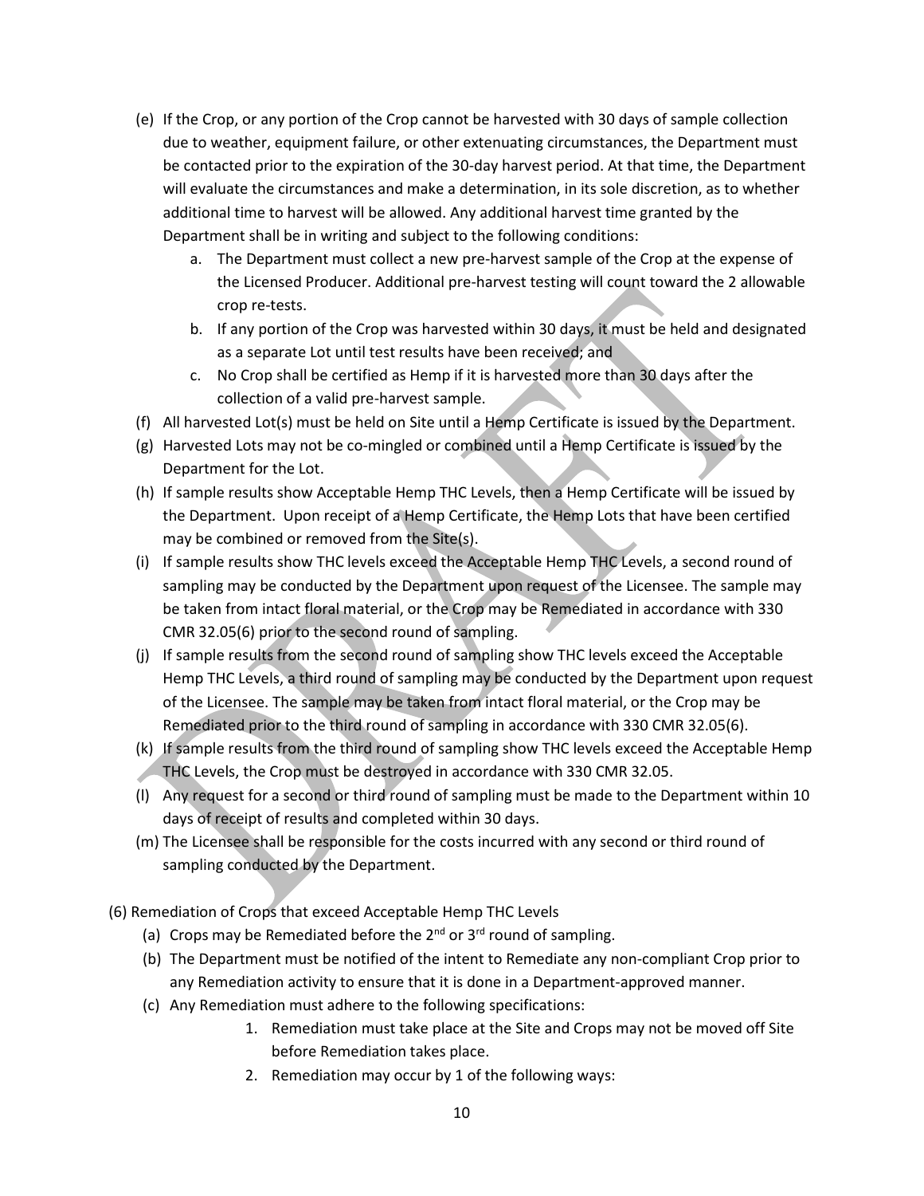(e) If the Crop, or any portion of the Crop cannot be harvested with 30 days of sample collection due to weather, equipment failure, or other extenuating circumstances, the Department must be contacted prior to the expiration of the 30-day harvest period. At that time, the Department will evaluate the circumstances and make a determination, in its sole discretion, as to whether additional time to harvest will be allowed. Any additional harvest time granted by the Department shall be in writing and subject to the following conditions:

  a. The Department must collect a new pre-harvest sample of the Crop at the expense of the Licensed Producer. Additional pre-harvest testing will count toward the 2 allowable crop re-tests.
  b. If any portion of the Crop was harvested within 30 days, it must be held and designated as a separate Lot until test results have been received; and
  c. No Crop shall be certified as Hemp if it is harvested more than 30 days after the collection of a valid pre-harvest sample.

(f) All harvested Lot(s) must be held on Site until a Hemp Certificate is issued by the Department.

(g) Harvested Lots may not be co-mingled or combined until a Hemp Certificate is issued by the Department for the Lot.

(h) If sample results show Acceptable Hemp THC Levels, then a Hemp Certificate will be issued by the Department. Upon receipt of a Hemp Certificate, the Hemp Lots that have been certified may be combined or removed from the Site(s).

(i) If sample results show THC levels exceed the Acceptable Hemp THC Levels, a second round of sampling may be conducted by the Department upon request of the Licensee. The sample may be taken from intact floral material, or the Crop may be Remediated in accordance with 330 CMR 32.05(6) prior to the second round of sampling.

(j) If sample results from the second round of sampling show THC levels exceed the Acceptable Hemp THC Levels, a third round of sampling may be conducted by the Department upon request of the Licensee. The sample may be taken from intact floral material, or the Crop may be Remediated prior to the third round of sampling in accordance with 330 CMR 32.05(6).

(k) If sample results from the third round of sampling show THC levels exceed the Acceptable Hemp THC Levels, the Crop must be destroyed in accordance with 330 CMR 32.05.

(l) Any request for a second or third round of sampling must be made to the Department within 10 days of receipt of results and completed within 30 days.

(m) The Licensee shall be responsible for the costs incurred with any second or third round of sampling conducted by the Department.

(6) Remediation of Crops that exceed Acceptable Hemp THC Levels

(a) Crops may be Remediated before the 2nd or 3rd round of sampling.

(b) The Department must be notified of the intent to Remediate any non-compliant Crop prior to any Remediation activity to ensure that it is done in a Department-approved manner.

(c) Any Remediation must adhere to the following specifications:

  1. Remediation must take place at the Site and Crops may not be moved off Site before Remediation takes place.
  2. Remediation may occur by 1 of the following ways: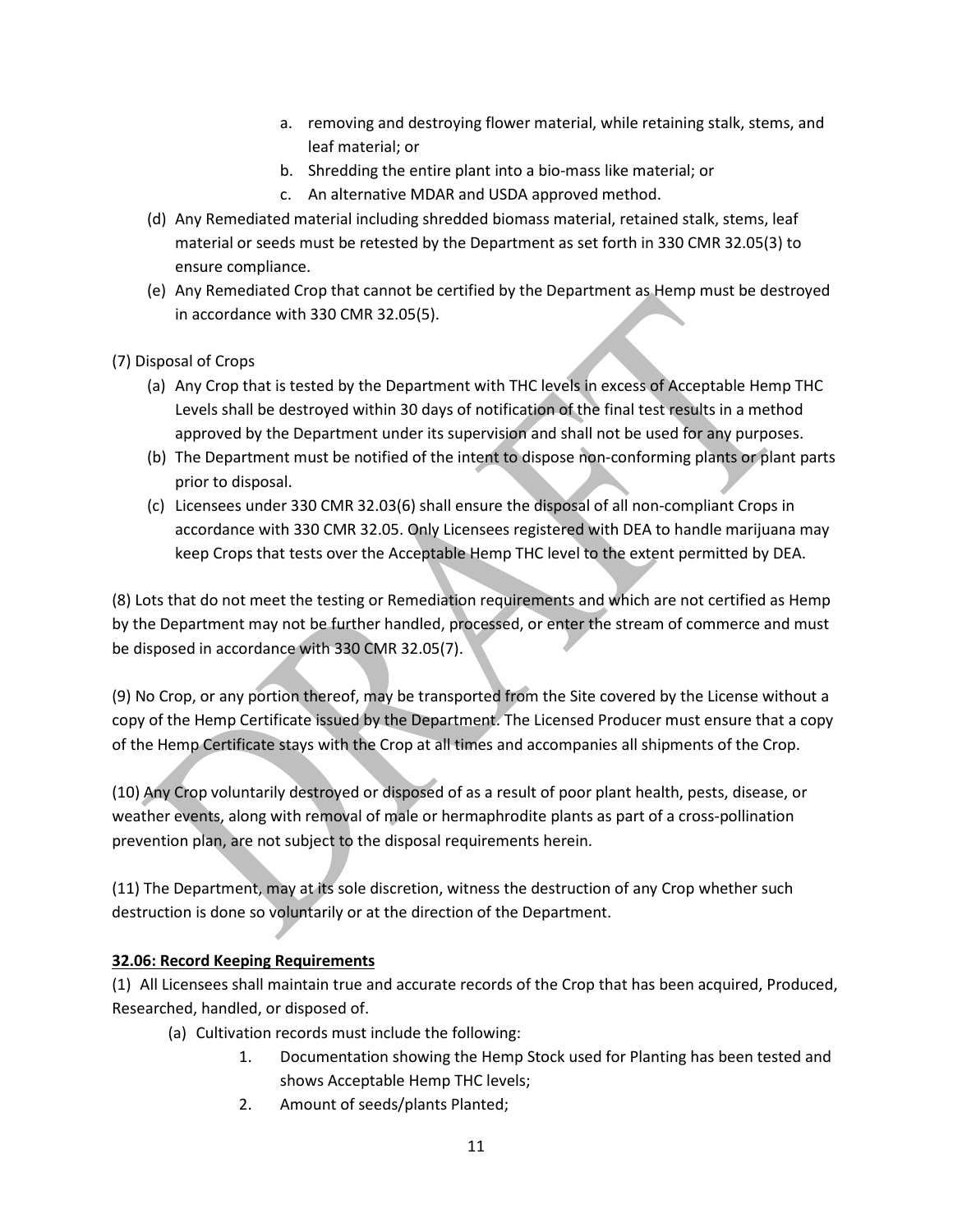a. removing and destroying flower material, while retaining stalk, stems, and leaf material; or
    b. Shredding the entire plant into a bio-mass like material; or
    c. An alternative MDAR and USDA approved method.

(d) Any Remediated material including shredded biomass material, retained stalk, stems, leaf material or seeds must be retested by the Department as set forth in 330 CMR 32.05(3) to ensure compliance.

(e) Any Remediated Crop that cannot be certified by the Department as Hemp must be destroyed in accordance with 330 CMR 32.05(5).

(7) Disposal of Crops

(a) Any Crop that is tested by the Department with THC levels in excess of Acceptable Hemp THC Levels shall be destroyed within 30 days of notification of the final test results in a method approved by the Department under its supervision and shall not be used for any purposes.

(b) The Department must be notified of the intent to dispose non-conforming plants or plant parts prior to disposal.

(c) Licensees under 330 CMR 32.03(6) shall ensure the disposal of all non-compliant Crops in accordance with 330 CMR 32.05. Only Licensees registered with DEA to handle marijuana may keep Crops that tests over the Acceptable Hemp THC level to the extent permitted by DEA.

(8) Lots that do not meet the testing or Remediation requirements and which are not certified as Hemp by the Department may not be further handled, processed, or enter the stream of commerce and must be disposed in accordance with 330 CMR 32.05(7).

(9) No Crop, or any portion thereof, may be transported from the Site covered by the License without a copy of the Hemp Certificate issued by the Department. The Licensed Producer must ensure that a copy of the Hemp Certificate stays with the Crop at all times and accompanies all shipments of the Crop.

(10) Any Crop voluntarily destroyed or disposed of as a result of poor plant health, pests, disease, or weather events, along with removal of male or hermaphrodite plants as part of a cross-pollination prevention plan, are not subject to the disposal requirements herein.

(11) The Department, may at its sole discretion, witness the destruction of any Crop whether such destruction is done so voluntarily or at the direction of the Department.

**32.06: Record Keeping Requirements**

(1) All Licensees shall maintain true and accurate records of the Crop that has been acquired, Produced, Researched, handled, or disposed of.

(a) Cultivation records must include the following:

1. Documentation showing the Hemp Stock used for Planting has been tested and shows Acceptable Hemp THC levels;
2. Amount of seeds/plants Planted;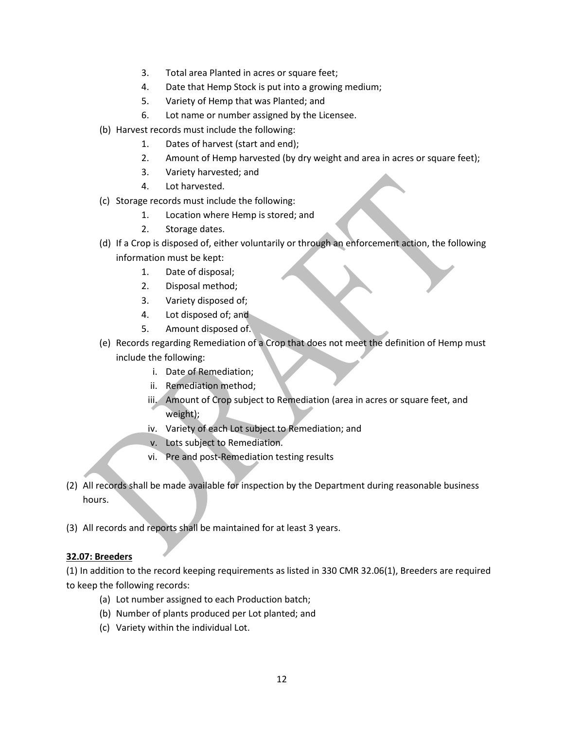3. Total area Planted in acres or square feet;
4. Date that Hemp Stock is put into a growing medium;
5. Variety of Hemp that was Planted; and
6. Lot name or number assigned by the Licensee.

(b) Harvest records must include the following:

1. Dates of harvest (start and end);
2. Amount of Hemp harvested (by dry weight and area in acres or square feet);
3. Variety harvested; and
4. Lot harvested.

(c) Storage records must include the following:

1. Location where Hemp is stored; and
2. Storage dates.

(d) If a Crop is disposed of, either voluntarily or through an enforcement action, the following information must be kept:

1. Date of disposal;
2. Disposal method;
3. Variety disposed of;
4. Lot disposed of; and
5. Amount disposed of.

(e) Records regarding Remediation of a Crop that does not meet the definition of Hemp must include the following:

i. Date of Remediation;
ii. Remediation method;
iii. Amount of Crop subject to Remediation (area in acres or square feet, and weight);
iv. Variety of each Lot subject to Remediation; and
v. Lots subject to Remediation.
vi. Pre and post-Remediation testing results

(2) All records shall be made available for inspection by the Department during reasonable business hours.

(3) All records and reports shall be maintained for at least 3 years.

**32.07: Breeders**

(1) In addition to the record keeping requirements as listed in 330 CMR 32.06(1), Breeders are required to keep the following records:

(a) Lot number assigned to each Production batch;
(b) Number of plants produced per Lot planted; and
(c) Variety within the individual Lot.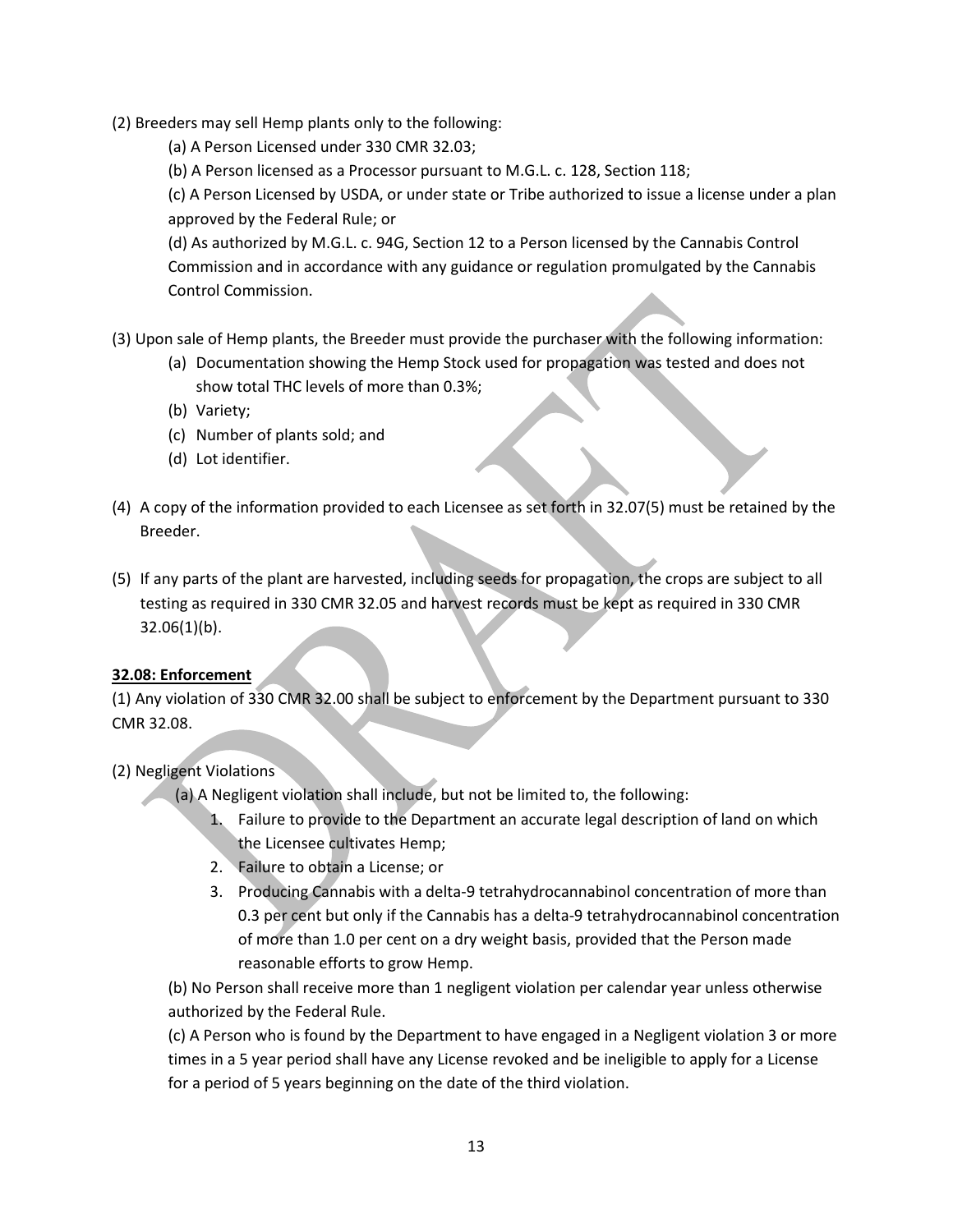(2) Breeders may sell Hemp plants only to the following:

(a) A Person Licensed under 330 CMR 32.03;

(b) A Person licensed as a Processor pursuant to M.G.L. c. 128, Section 118;

(c) A Person Licensed by USDA, or under state or Tribe authorized to issue a license under a plan approved by the Federal Rule; or

(d) As authorized by M.G.L. c. 94G, Section 12 to a Person licensed by the Cannabis Control Commission and in accordance with any guidance or regulation promulgated by the Cannabis Control Commission.

(3) Upon sale of Hemp plants, the Breeder must provide the purchaser with the following information:

(a) Documentation showing the Hemp Stock used for propagation was tested and does not show total THC levels of more than 0.3%;

(b) Variety;

(c) Number of plants sold; and

(d) Lot identifier.

(4) A copy of the information provided to each Licensee as set forth in 32.07(5) must be retained by the Breeder.

(5) If any parts of the plant are harvested, including seeds for propagation, the crops are subject to all testing as required in 330 CMR 32.05 and harvest records must be kept as required in 330 CMR 32.06(1)(b).

**32.08: Enforcement**

(1) Any violation of 330 CMR 32.00 shall be subject to enforcement by the Department pursuant to 330 CMR 32.08.

(2) Negligent Violations

(a) A Negligent violation shall include, but not be limited to, the following:

1. Failure to provide to the Department an accurate legal description of land on which the Licensee cultivates Hemp;
2. Failure to obtain a License; or
3. Producing Cannabis with a delta-9 tetrahydrocannabinol concentration of more than 0.3 per cent but only if the Cannabis has a delta-9 tetrahydrocannabinol concentration of more than 1.0 per cent on a dry weight basis, provided that the Person made reasonable efforts to grow Hemp.

(b) No Person shall receive more than 1 negligent violation per calendar year unless otherwise authorized by the Federal Rule.

(c) A Person who is found by the Department to have engaged in a Negligent violation 3 or more times in a 5 year period shall have any License revoked and be ineligible to apply for a License for a period of 5 years beginning on the date of the third violation.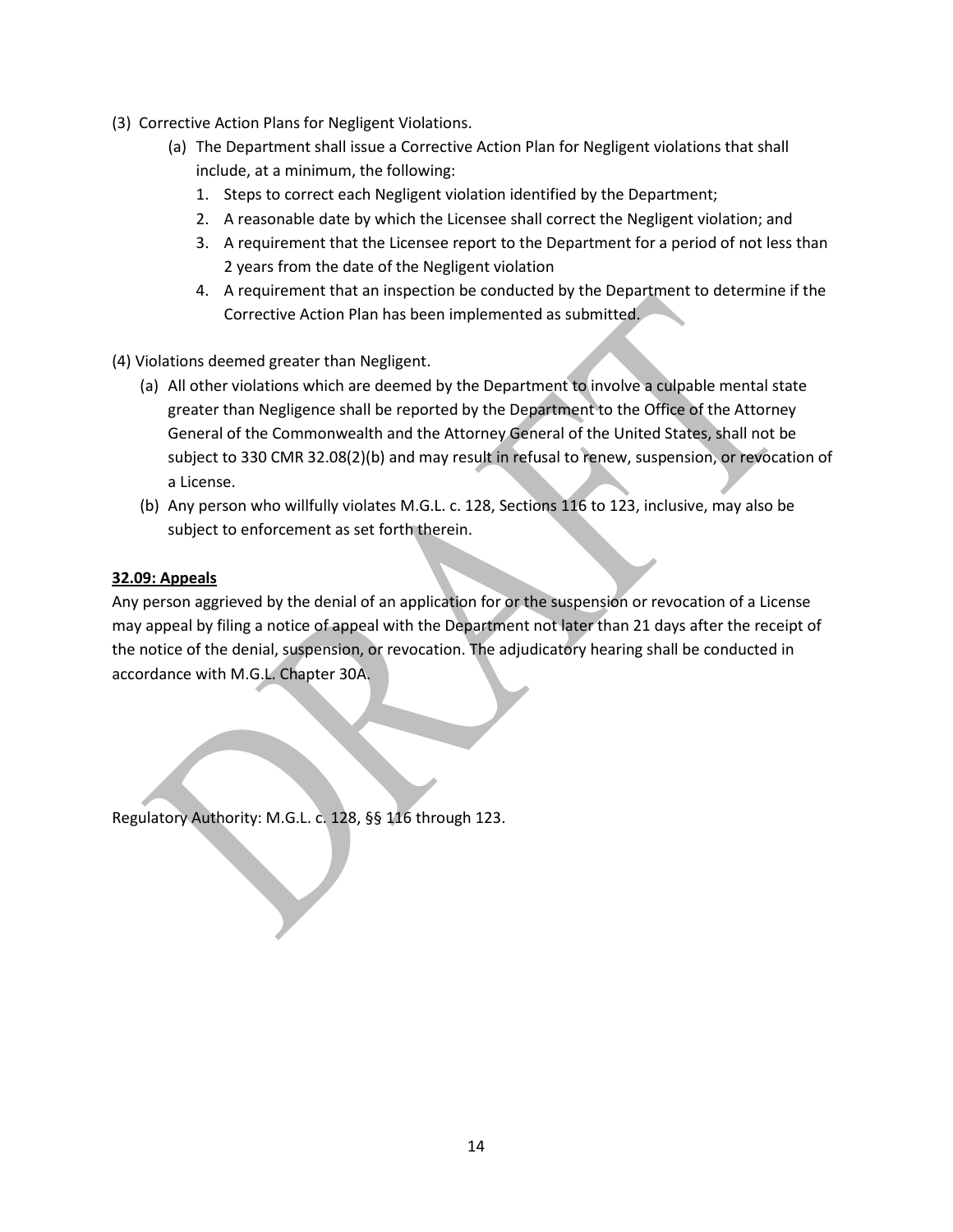(3) Corrective Action Plans for Negligent Violations.

   (a) The Department shall issue a Corrective Action Plan for Negligent violations that shall include, at a minimum, the following:

      1. Steps to correct each Negligent violation identified by the Department;
      2. A reasonable date by which the Licensee shall correct the Negligent violation; and
      3. A requirement that the Licensee report to the Department for a period of not less than 2 years from the date of the Negligent violation
      4. A requirement that an inspection be conducted by the Department to determine if the Corrective Action Plan has been implemented as submitted.

(4) Violations deemed greater than Negligent.

   (a) All other violations which are deemed by the Department to involve a culpable mental state greater than Negligence shall be reported by the Department to the Office of the Attorney General of the Commonwealth and the Attorney General of the United States, shall not be subject to 330 CMR 32.08(2)(b) and may result in refusal to renew, suspension, or revocation of a License.

   (b) Any person who willfully violates M.G.L. c. 128, Sections 116 to 123, inclusive, may also be subject to enforcement as set forth therein.

**32.09: Appeals**

Any person aggrieved by the denial of an application for or the suspension or revocation of a License may appeal by filing a notice of appeal with the Department not later than 21 days after the receipt of the notice of the denial, suspension, or revocation. The adjudicatory hearing shall be conducted in accordance with M.G.L. Chapter 30A.

Regulatory Authority: M.G.L. c. 128, §§ 116 through 123.